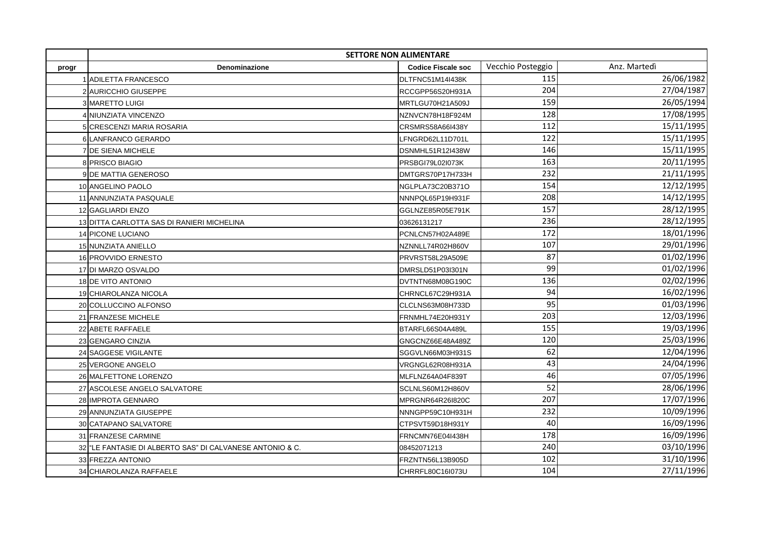| | SETTORE NON ALIMENTARE | | | |
|---|---|---|---|---|
| progr | Denominazione | Codice Fiscale soc | Vecchio Posteggio | Anz. Martedì |
| 1 | ADILETTA FRANCESCO | DLTFNC51M14I438K | 115 | 26/06/1982 |
| 2 | AURICCHIO GIUSEPPE | RCCGPP56S20H931A | 204 | 27/04/1987 |
| 3 | MARETTO LUIGI | MRTLGU70H21A509J | 159 | 26/05/1994 |
| 4 | NIUNZIATA VINCENZO | NZNVCN78H18F924M | 128 | 17/08/1995 |
| 5 | CRESCENZI MARIA ROSARIA | CRSMRS58A66I438Y | 112 | 15/11/1995 |
| 6 | LANFRANCO GERARDO | LFNGRD62L11D701L | 122 | 15/11/1995 |
| 7 | DE SIENA MICHELE | DSNMHL51R12I438W | 146 | 15/11/1995 |
| 8 | PRISCO BIAGIO | PRSBGI79L02I073K | 163 | 20/11/1995 |
| 9 | DE MATTIA GENEROSO | DMTGRS70P17H733H | 232 | 21/11/1995 |
| 10 | ANGELINO PAOLO | NGLPLA73C20B371O | 154 | 12/12/1995 |
| 11 | ANNUNZIATA PASQUALE | NNNPQL65P19H931F | 208 | 14/12/1995 |
| 12 | GAGLIARDI ENZO | GGLNZE85R05E791K | 157 | 28/12/1995 |
| 13 | DITTA CARLOTTA SAS DI RANIERI MICHELINA | 03626131217 | 236 | 28/12/1995 |
| 14 | PICONE LUCIANO | PCNLCN57H02A489E | 172 | 18/01/1996 |
| 15 | NUNZIATA ANIELLO | NZNNLL74R02H860V | 107 | 29/01/1996 |
| 16 | PROVVIDO ERNESTO | PRVRST58L29A509E | 87 | 01/02/1996 |
| 17 | DI MARZO OSVALDO | DMRSLD51P03I301N | 99 | 01/02/1996 |
| 18 | DE VITO ANTONIO | DVTNTN68M08G190C | 136 | 02/02/1996 |
| 19 | CHIAROLANZA NICOLA | CHRNCL67C29H931A | 94 | 16/02/1996 |
| 20 | COLLUCCINO ALFONSO | CLCLNS63M08H733D | 95 | 01/03/1996 |
| 21 | FRANZESE MICHELE | FRNMHL74E20H931Y | 203 | 12/03/1996 |
| 22 | ABETE RAFFAELE | BTARFL66S04A489L | 155 | 19/03/1996 |
| 23 | GENGARO CINZIA | GNGCNZ66E48A489Z | 120 | 25/03/1996 |
| 24 | SAGGESE VIGILANTE | SGGVLN66M03H931S | 62 | 12/04/1996 |
| 25 | VERGONE ANGELO | VRGNGL62R08H931A | 43 | 24/04/1996 |
| 26 | MALFETTONE LORENZO | MLFLNZ64A04F839T | 46 | 07/05/1996 |
| 27 | ASCOLESE ANGELO SALVATORE | SCLNLS60M12H860V | 52 | 28/06/1996 |
| 28 | IMPROTA GENNARO | MPRGNR64R26I820C | 207 | 17/07/1996 |
| 29 | ANNUNZIATA GIUSEPPE | NNNGPP59C10H931H | 232 | 10/09/1996 |
| 30 | CATAPANO SALVATORE | CTPSVT59D18H931Y | 40 | 16/09/1996 |
| 31 | FRANZESE CARMINE | FRNCMN76E04I438H | 178 | 16/09/1996 |
| 32 | "LE FANTASIE DI ALBERTO SAS" DI CALVANESE ANTONIO & C. | 08452071213 | 240 | 03/10/1996 |
| 33 | FREZZA ANTONIO | FRZNTN56L13B905D | 102 | 31/10/1996 |
| 34 | CHIAROLANZA RAFFAELE | CHRRFL80C16I073U | 104 | 27/11/1996 |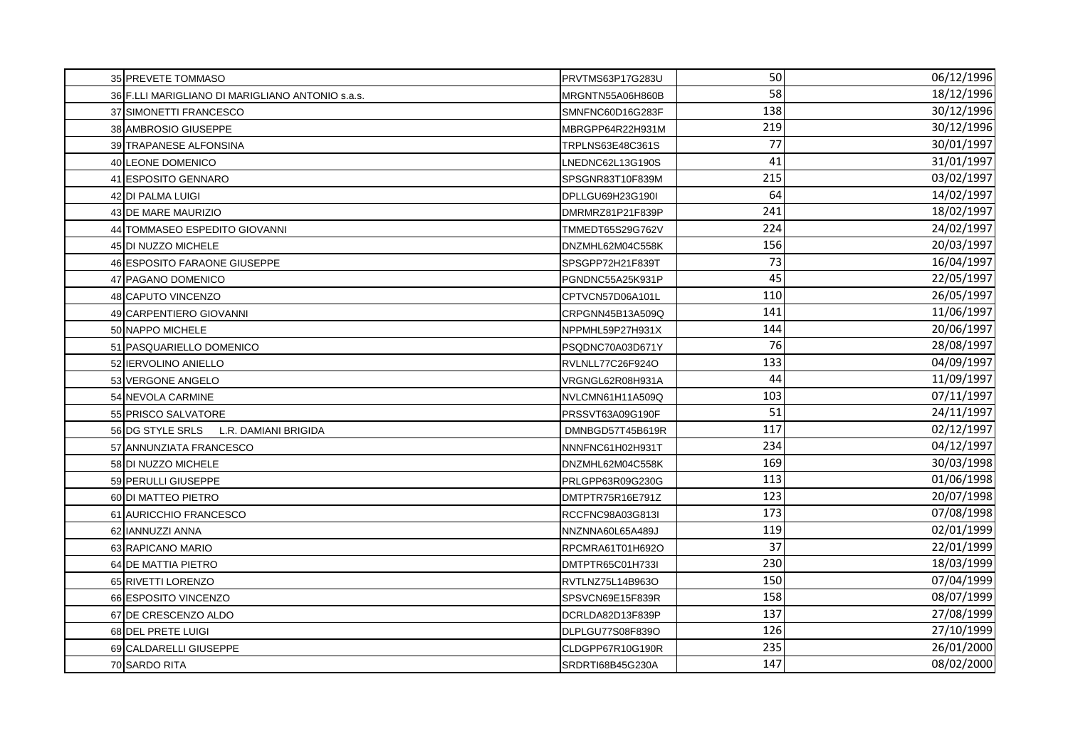| | | | | |
|---|---|---|---|---|
| 35 | PREVETE TOMMASO | PRVTMS63P17G283U | 50 | 06/12/1996 |
| 36 | F.LLI MARIGLIANO DI MARIGLIANO ANTONIO s.a.s. | MRGNTN55A06H860B | 58 | 18/12/1996 |
| 37 | SIMONETTI FRANCESCO | SMNFNC60D16G283F | 138 | 30/12/1996 |
| 38 | AMBROSIO GIUSEPPE | MBRGPP64R22H931M | 219 | 30/12/1996 |
| 39 | TRAPANESE ALFONSINA | TRPLNS63E48C361S | 77 | 30/01/1997 |
| 40 | LEONE DOMENICO | LNEDNC62L13G190S | 41 | 31/01/1997 |
| 41 | ESPOSITO GENNARO | SPSGNR83T10F839M | 215 | 03/02/1997 |
| 42 | DI PALMA LUIGI | DPLLGU69H23G190I | 64 | 14/02/1997 |
| 43 | DE MARE MAURIZIO | DMRMRZ81P21F839P | 241 | 18/02/1997 |
| 44 | TOMMASEO ESPEDITO GIOVANNI | TMMEDT65S29G762V | 224 | 24/02/1997 |
| 45 | DI NUZZO MICHELE | DNZMHL62M04C558K | 156 | 20/03/1997 |
| 46 | ESPOSITO FARAONE GIUSEPPE | SPSGPP72H21F839T | 73 | 16/04/1997 |
| 47 | PAGANO DOMENICO | PGNDNC55A25K931P | 45 | 22/05/1997 |
| 48 | CAPUTO VINCENZO | CPTVCN57D06A101L | 110 | 26/05/1997 |
| 49 | CARPENTIERO GIOVANNI | CRPGNN45B13A509Q | 141 | 11/06/1997 |
| 50 | NAPPO MICHELE | NPPMHL59P27H931X | 144 | 20/06/1997 |
| 51 | PASQUARIELLO DOMENICO | PSQDNC70A03D671Y | 76 | 28/08/1997 |
| 52 | IERVOLINO ANIELLO | RVLNLL77C26F924O | 133 | 04/09/1997 |
| 53 | VERGONE ANGELO | VRGNGL62R08H931A | 44 | 11/09/1997 |
| 54 | NEVOLA CARMINE | NVLCMN61H11A509Q | 103 | 07/11/1997 |
| 55 | PRISCO SALVATORE | PRSSVT63A09G190F | 51 | 24/11/1997 |
| 56 | DG STYLE SRLS L.R. DAMIANI BRIGIDA | DMNBGD57T45B619R | 117 | 02/12/1997 |
| 57 | ANNUNZIATA FRANCESCO | NNNFNC61H02H931T | 234 | 04/12/1997 |
| 58 | DI NUZZO MICHELE | DNZMHL62M04C558K | 169 | 30/03/1998 |
| 59 | PERULLI GIUSEPPE | PRLGPP63R09G230G | 113 | 01/06/1998 |
| 60 | DI MATTEO PIETRO | DMTPTR75R16E791Z | 123 | 20/07/1998 |
| 61 | AURICCHIO FRANCESCO | RCCFNC98A03G813I | 173 | 07/08/1998 |
| 62 | IANNUZZI ANNA | NNZNNA60L65A489J | 119 | 02/01/1999 |
| 63 | RAPICANO MARIO | RPCMRA61T01H692O | 37 | 22/01/1999 |
| 64 | DE MATTIA PIETRO | DMTPTR65C01H733I | 230 | 18/03/1999 |
| 65 | RIVETTI LORENZO | RVTLNZ75L14B963O | 150 | 07/04/1999 |
| 66 | ESPOSITO VINCENZO | SPSVCN69E15F839R | 158 | 08/07/1999 |
| 67 | DE CRESCENZO ALDO | DCRLDA82D13F839P | 137 | 27/08/1999 |
| 68 | DEL PRETE LUIGI | DLPLGU77S08F839O | 126 | 27/10/1999 |
| 69 | CALDARELLI GIUSEPPE | CLDGPP67R10G190R | 235 | 26/01/2000 |
| 70 | SARDO RITA | SRDRTI68B45G230A | 147 | 08/02/2000 |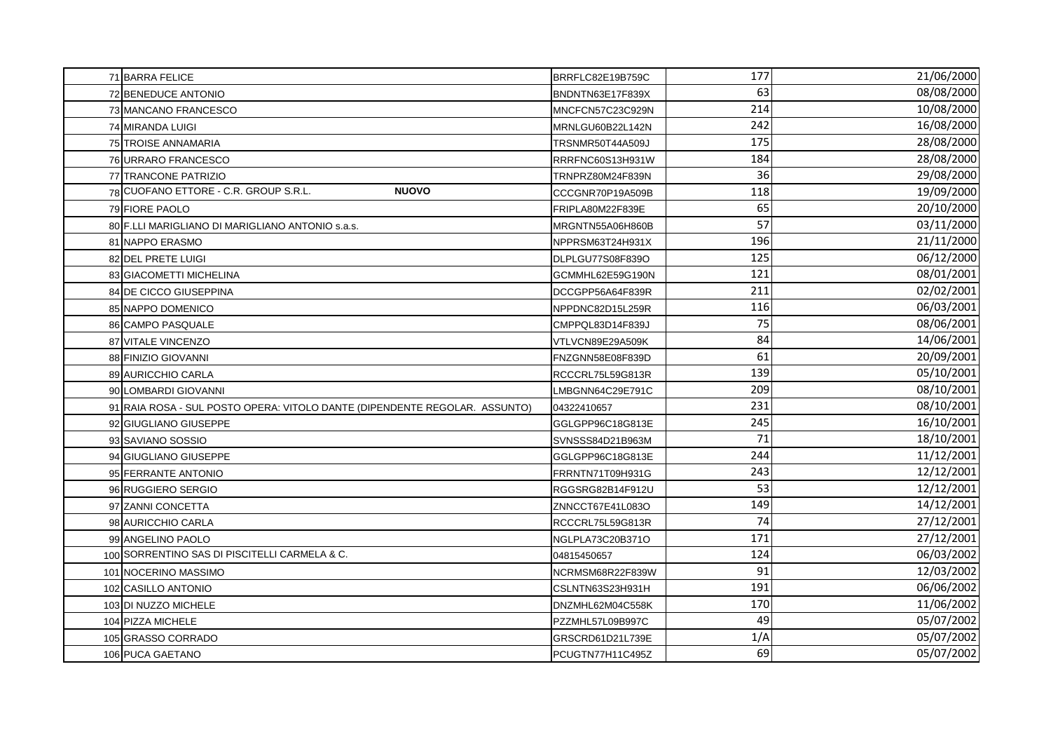| | | | | |
|---|---|---|---|---|
| 71 | BARRA FELICE | BRRFLC82E19B759C | 177 | 21/06/2000 |
| 72 | BENEDUCE ANTONIO | BNDNTN63E17F839X | 63 | 08/08/2000 |
| 73 | MANCANO FRANCESCO | MNCFCN57C23C929N | 214 | 10/08/2000 |
| 74 | MIRANDA LUIGI | MRNLGU60B22L142N | 242 | 16/08/2000 |
| 75 | TROISE ANNAMARIA | TRSNMR50T44A509J | 175 | 28/08/2000 |
| 76 | URRARO FRANCESCO | RRRFNC60S13H931W | 184 | 28/08/2000 |
| 77 | TRANCONE PATRIZIO | TRNPRZ80M24F839N | 36 | 29/08/2000 |
| 78 | CUOFANO ETTORE - C.R. GROUP S.R.L. **NUOVO** | CCCGNR70P19A509B | 118 | 19/09/2000 |
| 79 | FIORE PAOLO | FRIPLA80M22F839E | 65 | 20/10/2000 |
| 80 | F.LLI MARIGLIANO DI MARIGLIANO ANTONIO s.a.s. | MRGNTN55A06H860B | 57 | 03/11/2000 |
| 81 | NAPPO ERASMO | NPPRSM63T24H931X | 196 | 21/11/2000 |
| 82 | DEL PRETE LUIGI | DLPLGU77S08F839O | 125 | 06/12/2000 |
| 83 | GIACOMETTI MICHELINA | GCMMHL62E59G190N | 121 | 08/01/2001 |
| 84 | DE CICCO GIUSEPPINA | DCCGPP56A64F839R | 211 | 02/02/2001 |
| 85 | NAPPO DOMENICO | NPPDNC82D15L259R | 116 | 06/03/2001 |
| 86 | CAMPO PASQUALE | CMPPQL83D14F839J | 75 | 08/06/2001 |
| 87 | VITALE VINCENZO | VTLVCN89E29A509K | 84 | 14/06/2001 |
| 88 | FINIZIO GIOVANNI | FNZGNN58E08F839D | 61 | 20/09/2001 |
| 89 | AURICCHIO CARLA | RCCCRL75L59G813R | 139 | 05/10/2001 |
| 90 | LOMBARDI GIOVANNI | LMBGNN64C29E791C | 209 | 08/10/2001 |
| 91 | RAIA ROSA - SUL POSTO OPERA: VITOLO DANTE (DIPENDENTE REGOLAR. ASSUNTO) | 04322410657 | 231 | 08/10/2001 |
| 92 | GIUGLIANO GIUSEPPE | GGLGPP96C18G813E | 245 | 16/10/2001 |
| 93 | SAVIANO SOSSIO | SVNSSS84D21B963M | 71 | 18/10/2001 |
| 94 | GIUGLIANO GIUSEPPE | GGLGPP96C18G813E | 244 | 11/12/2001 |
| 95 | FERRANTE ANTONIO | FRRNTN71T09H931G | 243 | 12/12/2001 |
| 96 | RUGGIERO SERGIO | RGGSRG82B14F912U | 53 | 12/12/2001 |
| 97 | ZANNI CONCETTA | ZNNCCT67E41L083O | 149 | 14/12/2001 |
| 98 | AURICCHIO CARLA | RCCCRL75L59G813R | 74 | 27/12/2001 |
| 99 | ANGELINO PAOLO | NGLPLA73C20B371O | 171 | 27/12/2001 |
| 100 | SORRENTINO SAS DI PISCITELLI CARMELA & C. | 04815450657 | 124 | 06/03/2002 |
| 101 | NOCERINO MASSIMO | NCRMSM68R22F839W | 91 | 12/03/2002 |
| 102 | CASILLO ANTONIO | CSLNTN63S23H931H | 191 | 06/06/2002 |
| 103 | DI NUZZO MICHELE | DNZMHL62M04C558K | 170 | 11/06/2002 |
| 104 | PIZZA MICHELE | PZZMHL57L09B997C | 49 | 05/07/2002 |
| 105 | GRASSO CORRADO | GRSCRD61D21L739E | 1/A | 05/07/2002 |
| 106 | PUCA GAETANO | PCUGTN77H11C495Z | 69 | 05/07/2002 |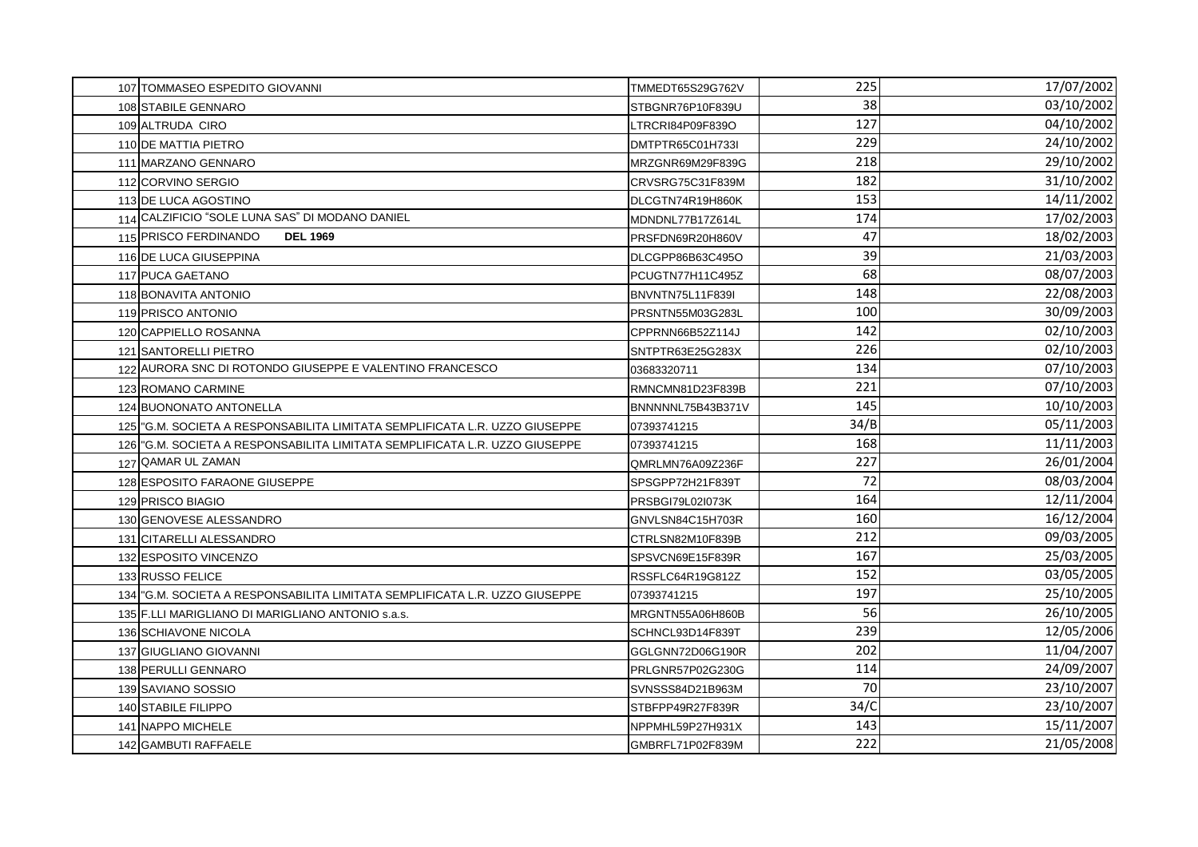| | | | | |
|---|---|---|---|---|
| 107 | TOMMASEO ESPEDITO GIOVANNI | TMMEDT65S29G762V | 225 | 17/07/2002 |
| 108 | STABILE GENNARO | STBGNR76P10F839U | 38 | 03/10/2002 |
| 109 | ALTRUDA CIRO | LTRCRI84P09F839O | 127 | 04/10/2002 |
| 110 | DE MATTIA PIETRO | DMTPTR65C01H733I | 229 | 24/10/2002 |
| 111 | MARZANO GENNARO | MRZGNR69M29F839G | 218 | 29/10/2002 |
| 112 | CORVINO SERGIO | CRVSRG75C31F839M | 182 | 31/10/2002 |
| 113 | DE LUCA AGOSTINO | DLCGTN74R19H860K | 153 | 14/11/2002 |
| 114 | CALZIFICIO "SOLE LUNA SAS" DI MODANO DANIEL | MDNDNL77B17Z614L | 174 | 17/02/2003 |
| 115 | PRISCO FERDINANDO **DEL 1969** | PRSFDN69R20H860V | 47 | 18/02/2003 |
| 116 | DE LUCA GIUSEPPINA | DLCGPP86B63C495O | 39 | 21/03/2003 |
| 117 | PUCA GAETANO | PCUGTN77H11C495Z | 68 | 08/07/2003 |
| 118 | BONAVITA ANTONIO | BNVNTN75L11F839I | 148 | 22/08/2003 |
| 119 | PRISCO ANTONIO | PRSNTN55M03G283L | 100 | 30/09/2003 |
| 120 | CAPPIELLO ROSANNA | CPPRNN66B52Z114J | 142 | 02/10/2003 |
| 121 | SANTORELLI PIETRO | SNTPTR63E25G283X | 226 | 02/10/2003 |
| 122 | AURORA SNC DI ROTONDO GIUSEPPE E VALENTINO FRANCESCO | 03683320711 | 134 | 07/10/2003 |
| 123 | ROMANO CARMINE | RMNCMN81D23F839B | 221 | 07/10/2003 |
| 124 | BUONONATO ANTONELLA | BNNNNL75B43B371V | 145 | 10/10/2003 |
| 125 | "G.M. SOCIETA A RESPONSABILITA LIMITATA SEMPLIFICATA L.R. UZZO GIUSEPPE | 07393741215 | 34/B | 05/11/2003 |
| 126 | "G.M. SOCIETA A RESPONSABILITA LIMITATA SEMPLIFICATA L.R. UZZO GIUSEPPE | 07393741215 | 168 | 11/11/2003 |
| 127 | QAMAR UL ZAMAN | QMRLMN76A09Z236F | 227 | 26/01/2004 |
| 128 | ESPOSITO FARAONE GIUSEPPE | SPSGPP72H21F839T | 72 | 08/03/2004 |
| 129 | PRISCO BIAGIO | PRSBGI79L02I073K | 164 | 12/11/2004 |
| 130 | GENOVESE ALESSANDRO | GNVLSN84C15H703R | 160 | 16/12/2004 |
| 131 | CITARELLI ALESSANDRO | CTRLSN82M10F839B | 212 | 09/03/2005 |
| 132 | ESPOSITO VINCENZO | SPSVCN69E15F839R | 167 | 25/03/2005 |
| 133 | RUSSO FELICE | RSSFLC64R19G812Z | 152 | 03/05/2005 |
| 134 | "G.M. SOCIETA A RESPONSABILITA LIMITATA SEMPLIFICATA L.R. UZZO GIUSEPPE | 07393741215 | 197 | 25/10/2005 |
| 135 | F.LLI MARIGLIANO DI MARIGLIANO ANTONIO s.a.s. | MRGNTN55A06H860B | 56 | 26/10/2005 |
| 136 | SCHIAVONE NICOLA | SCHNCL93D14F839T | 239 | 12/05/2006 |
| 137 | GIUGLIANO GIOVANNI | GGLGNN72D06G190R | 202 | 11/04/2007 |
| 138 | PERULLI GENNARO | PRLGNR57P02G230G | 114 | 24/09/2007 |
| 139 | SAVIANO SOSSIO | SVNSSS84D21B963M | 70 | 23/10/2007 |
| 140 | STABILE FILIPPO | STBFPP49R27F839R | 34/C | 23/10/2007 |
| 141 | NAPPO MICHELE | NPPMHL59P27H931X | 143 | 15/11/2007 |
| 142 | GAMBUTI RAFFAELE | GMBRFL71P02F839M | 222 | 21/05/2008 |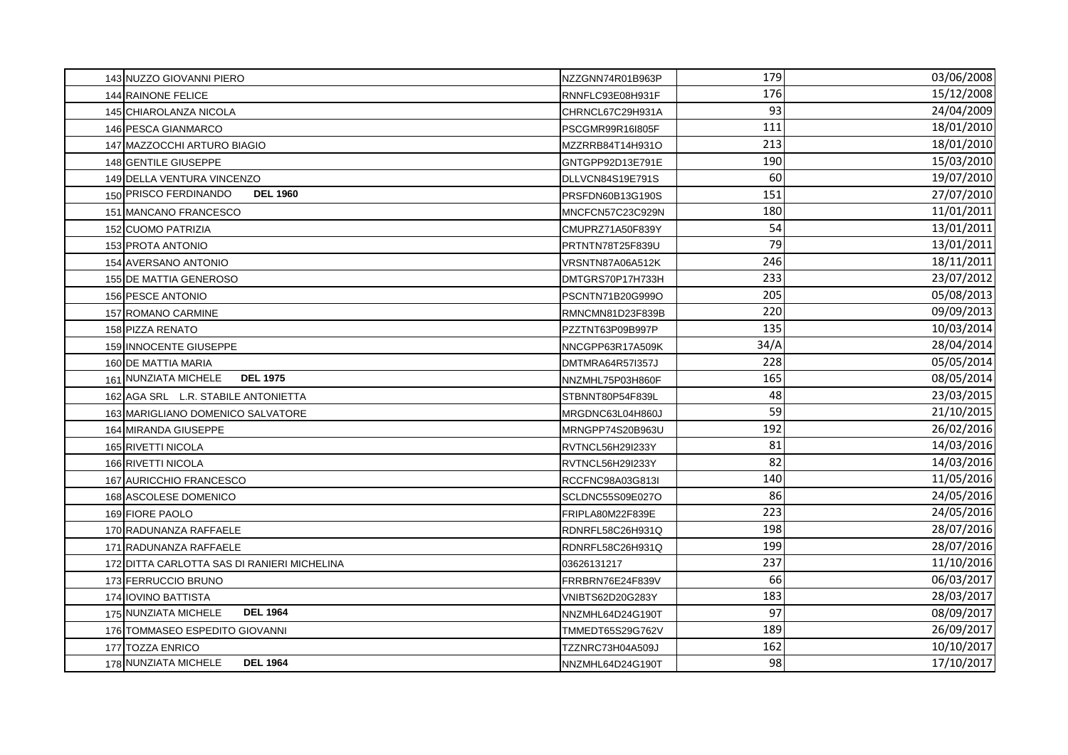| | | | | |
|---|---|---|---|---|
| 143 | NUZZO GIOVANNI PIERO | NZZGNN74R01B963P | 179 | 03/06/2008 |
| 144 | RAINONE FELICE | RNNFLC93E08H931F | 176 | 15/12/2008 |
| 145 | CHIAROLANZA NICOLA | CHRNCL67C29H931A | 93 | 24/04/2009 |
| 146 | PESCA GIANMARCO | PSCGMR99R16I805F | 111 | 18/01/2010 |
| 147 | MAZZOCCHI ARTURO BIAGIO | MZZRRB84T14H931O | 213 | 18/01/2010 |
| 148 | GENTILE GIUSEPPE | GNTGPP92D13E791E | 190 | 15/03/2010 |
| 149 | DELLA VENTURA VINCENZO | DLLVCN84S19E791S | 60 | 19/07/2010 |
| 150 | PRISCO FERDINANDO **DEL 1960** | PRSFDN60B13G190S | 151 | 27/07/2010 |
| 151 | MANCANO FRANCESCO | MNCFCN57C23C929N | 180 | 11/01/2011 |
| 152 | CUOMO PATRIZIA | CMUPRZ71A50F839Y | 54 | 13/01/2011 |
| 153 | PROTA ANTONIO | PRTNTN78T25F839U | 79 | 13/01/2011 |
| 154 | AVERSANO ANTONIO | VRSNTN87A06A512K | 246 | 18/11/2011 |
| 155 | DE MATTIA GENEROSO | DMTGRS70P17H733H | 233 | 23/07/2012 |
| 156 | PESCE ANTONIO | PSCNTN71B20G999O | 205 | 05/08/2013 |
| 157 | ROMANO CARMINE | RMNCMN81D23F839B | 220 | 09/09/2013 |
| 158 | PIZZA RENATO | PZZTNT63P09B997P | 135 | 10/03/2014 |
| 159 | INNOCENTE GIUSEPPE | NNCGPP63R17A509K | 34/A | 28/04/2014 |
| 160 | DE MATTIA MARIA | DMTMRA64R57I357J | 228 | 05/05/2014 |
| 161 | NUNZIATA MICHELE **DEL 1975** | NNZMHL75P03H860F | 165 | 08/05/2014 |
| 162 | AGA SRL L.R. STABILE ANTONIETTA | STBNNT80P54F839L | 48 | 23/03/2015 |
| 163 | MARIGLIANO DOMENICO SALVATORE | MRGDNC63L04H860J | 59 | 21/10/2015 |
| 164 | MIRANDA GIUSEPPE | MRNGPP74S20B963U | 192 | 26/02/2016 |
| 165 | RIVETTI NICOLA | RVTNCL56H29I233Y | 81 | 14/03/2016 |
| 166 | RIVETTI NICOLA | RVTNCL56H29I233Y | 82 | 14/03/2016 |
| 167 | AURICCHIO FRANCESCO | RCCFNC98A03G813I | 140 | 11/05/2016 |
| 168 | ASCOLESE DOMENICO | SCLDNC55S09E027O | 86 | 24/05/2016 |
| 169 | FIORE PAOLO | FRIPLA80M22F839E | 223 | 24/05/2016 |
| 170 | RADUNANZA RAFFAELE | RDNRFL58C26H931Q | 198 | 28/07/2016 |
| 171 | RADUNANZA RAFFAELE | RDNRFL58C26H931Q | 199 | 28/07/2016 |
| 172 | DITTA CARLOTTA SAS DI RANIERI MICHELINA | 03626131217 | 237 | 11/10/2016 |
| 173 | FERRUCCIO BRUNO | FRRBRN76E24F839V | 66 | 06/03/2017 |
| 174 | IOVINO BATTISTA | VNIBTS62D20G283Y | 183 | 28/03/2017 |
| 175 | NUNZIATA MICHELE **DEL 1964** | NNZMHL64D24G190T | 97 | 08/09/2017 |
| 176 | TOMMASEO ESPEDITO GIOVANNI | TMMEDT65S29G762V | 189 | 26/09/2017 |
| 177 | TOZZA ENRICO | TZZNRC73H04A509J | 162 | 10/10/2017 |
| 178 | NUNZIATA MICHELE **DEL 1964** | NNZMHL64D24G190T | 98 | 17/10/2017 |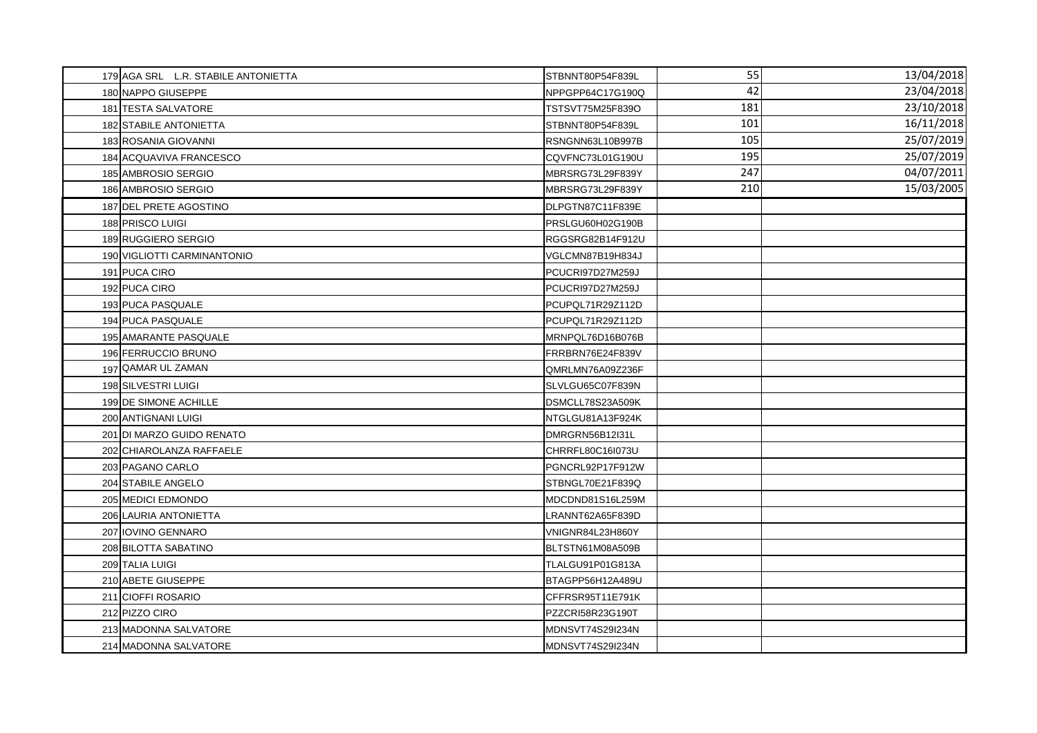| | | | | |
|---|---|---|---|---|
| 179 | AGA SRL L.R. STABILE ANTONIETTA | STBNNT80P54F839L | 55 | 13/04/2018 |
| 180 | NAPPO GIUSEPPE | NPPGPP64C17G190Q | 42 | 23/04/2018 |
| 181 | TESTA SALVATORE | TSTSVT75M25F839O | 181 | 23/10/2018 |
| 182 | STABILE ANTONIETTA | STBNNT80P54F839L | 101 | 16/11/2018 |
| 183 | ROSANIA GIOVANNI | RSNGNN63L10B997B | 105 | 25/07/2019 |
| 184 | ACQUAVIVA FRANCESCO | CQVFNC73L01G190U | 195 | 25/07/2019 |
| 185 | AMBROSIO SERGIO | MBRSRG73L29F839Y | 247 | 04/07/2011 |
| 186 | AMBROSIO SERGIO | MBRSRG73L29F839Y | 210 | 15/03/2005 |
| 187 | DEL PRETE AGOSTINO | DLPGTN87C11F839E | | |
| 188 | PRISCO LUIGI | PRSLGU60H02G190B | | |
| 189 | RUGGIERO SERGIO | RGGSRG82B14F912U | | |
| 190 | VIGLIOTTI CARMINANTONIO | VGLCMN87B19H834J | | |
| 191 | PUCA CIRO | PCUCRI97D27M259J | | |
| 192 | PUCA CIRO | PCUCRI97D27M259J | | |
| 193 | PUCA PASQUALE | PCUPQL71R29Z112D | | |
| 194 | PUCA PASQUALE | PCUPQL71R29Z112D | | |
| 195 | AMARANTE PASQUALE | MRNPQL76D16B076B | | |
| 196 | FERRUCCIO BRUNO | FRRBRN76E24F839V | | |
| 197 | QAMAR UL ZAMAN | QMRLMN76A09Z236F | | |
| 198 | SILVESTRI LUIGI | SLVLGU65C07F839N | | |
| 199 | DE SIMONE ACHILLE | DSMCLL78S23A509K | | |
| 200 | ANTIGNANI LUIGI | NTGLGU81A13F924K | | |
| 201 | DI MARZO GUIDO RENATO | DMRGRN56B12I31L | | |
| 202 | CHIAROLANZA RAFFAELE | CHRRFL80C16I073U | | |
| 203 | PAGANO CARLO | PGNCRL92P17F912W | | |
| 204 | STABILE ANGELO | STBNGL70E21F839Q | | |
| 205 | MEDICI EDMONDO | MDCDND81S16L259M | | |
| 206 | LAURIA ANTONIETTA | LRANNT62A65F839D | | |
| 207 | IOVINO GENNARO | VNIGNR84L23H860Y | | |
| 208 | BILOTTA SABATINO | BLTSTN61M08A509B | | |
| 209 | TALIA LUIGI | TLALGU91P01G813A | | |
| 210 | ABETE GIUSEPPE | BTAGPP56H12A489U | | |
| 211 | CIOFFI ROSARIO | CFFRSR95T11E791K | | |
| 212 | PIZZO CIRO | PZZCRI58R23G190T | | |
| 213 | MADONNA SALVATORE | MDNSVT74S29I234N | | |
| 214 | MADONNA SALVATORE | MDNSVT74S29I234N | | |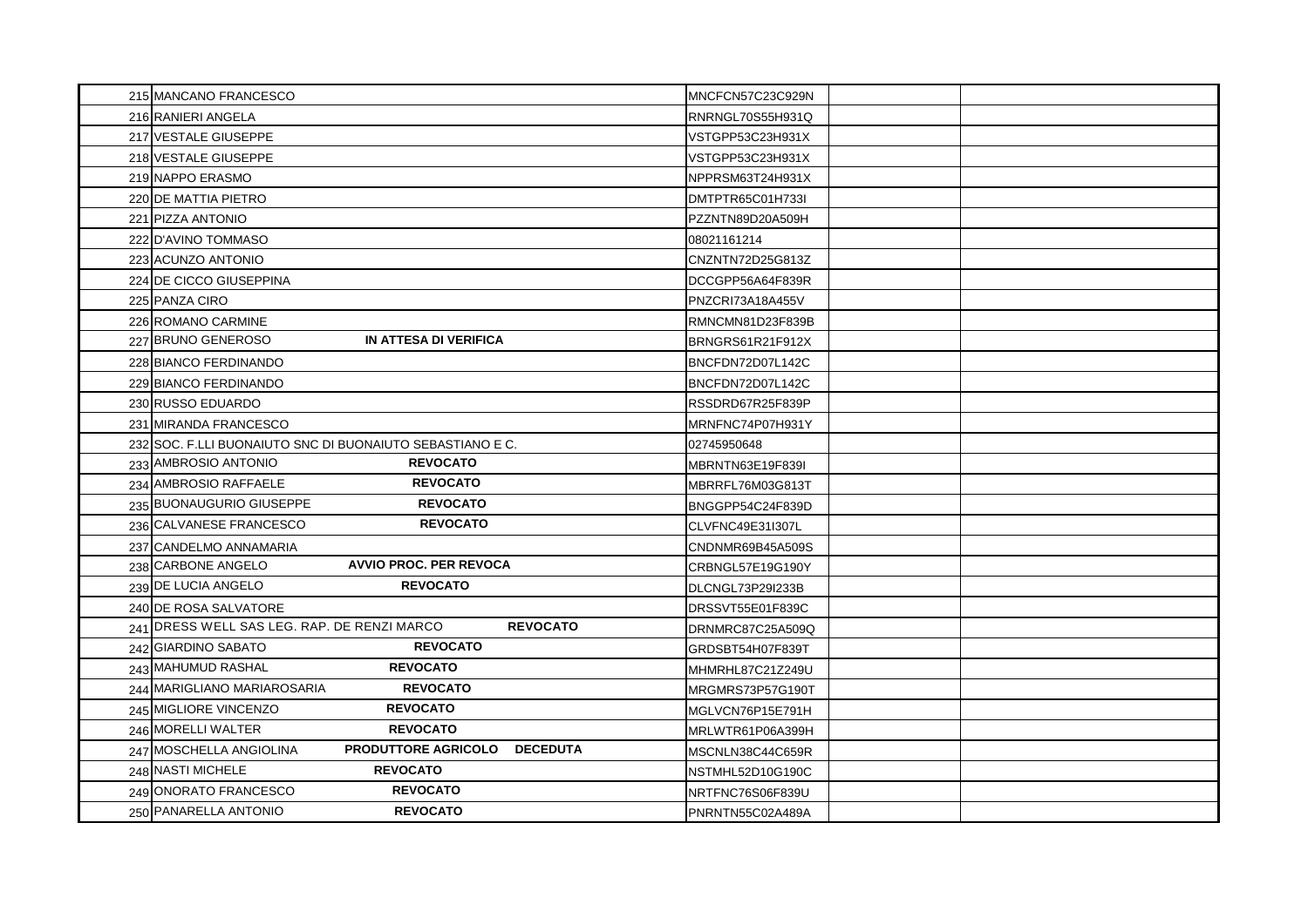| | | | | |
|---|---|---|---|---|
| 215 | MANCANO FRANCESCO | MNCFCN57C23C929N | | |
| 216 | RANIERI ANGELA | RNRNGL70S55H931Q | | |
| 217 | VESTALE GIUSEPPE | VSTGPP53C23H931X | | |
| 218 | VESTALE GIUSEPPE | VSTGPP53C23H931X | | |
| 219 | NAPPO ERASMO | NPPRSM63T24H931X | | |
| 220 | DE MATTIA PIETRO | DMTPTR65C01H733I | | |
| 221 | PIZZA ANTONIO | PZZNTN89D20A509H | | |
| 222 | D'AVINO TOMMASO | 08021161214 | | |
| 223 | ACUNZO ANTONIO | CNZNTN72D25G813Z | | |
| 224 | DE CICCO GIUSEPPINA | DCCGPP56A64F839R | | |
| 225 | PANZA CIRO | PNZCRI73A18A455V | | |
| 226 | ROMANO CARMINE | RMNCMN81D23F839B | | |
| 227 | BRUNO GENEROSO **IN ATTESA DI VERIFICA** | BRNGRS61R21F912X | | |
| 228 | BIANCO FERDINANDO | BNCFDN72D07L142C | | |
| 229 | BIANCO FERDINANDO | BNCFDN72D07L142C | | |
| 230 | RUSSO EDUARDO | RSSDRD67R25F839P | | |
| 231 | MIRANDA FRANCESCO | MRNFNC74P07H931Y | | |
| 232 | SOC. F.LLI BUONAIUTO SNC DI BUONAIUTO SEBASTIANO E C. | 02745950648 | | |
| 233 | AMBROSIO ANTONIO **REVOCATO** | MBRNTN63E19F839I | | |
| 234 | AMBROSIO RAFFAELE **REVOCATO** | MBRRFL76M03G813T | | |
| 235 | BUONAUGURIO GIUSEPPE **REVOCATO** | BNGGPP54C24F839D | | |
| 236 | CALVANESE FRANCESCO **REVOCATO** | CLVFNC49E31I307L | | |
| 237 | CANDELMO ANNAMARIA | CNDNMR69B45A509S | | |
| 238 | CARBONE ANGELO **AVVIO PROC. PER REVOCA** | CRBNGL57E19G190Y | | |
| 239 | DE LUCIA ANGELO **REVOCATO** | DLCNGL73P29I233B | | |
| 240 | DE ROSA SALVATORE | DRSSVT55E01F839C | | |
| 241 | DRESS WELL SAS LEG. RAP. DE RENZI MARCO **REVOCATO** | DRNMRC87C25A509Q | | |
| 242 | GIARDINO SABATO **REVOCATO** | GRDSBT54H07F839T | | |
| 243 | MAHUMUD RASHAL **REVOCATO** | MHMRHL87C21Z249U | | |
| 244 | MARIGLIANO MARIAROSARIA **REVOCATO** | MRGMRS73P57G190T | | |
| 245 | MIGLIORE VINCENZO **REVOCATO** | MGLVCN76P15E791H | | |
| 246 | MORELLI WALTER **REVOCATO** | MRLWTR61P06A399H | | |
| 247 | MOSCHELLA ANGIOLINA **PRODUTTORE AGRICOLO DECEDUTA** | MSCNLN38C44C659R | | |
| 248 | NASTI MICHELE **REVOCATO** | NSTMHL52D10G190C | | |
| 249 | ONORATO FRANCESCO **REVOCATO** | NRTFNC76S06F839U | | |
| 250 | PANARELLA ANTONIO **REVOCATO** | PNRNTN55C02A489A | | |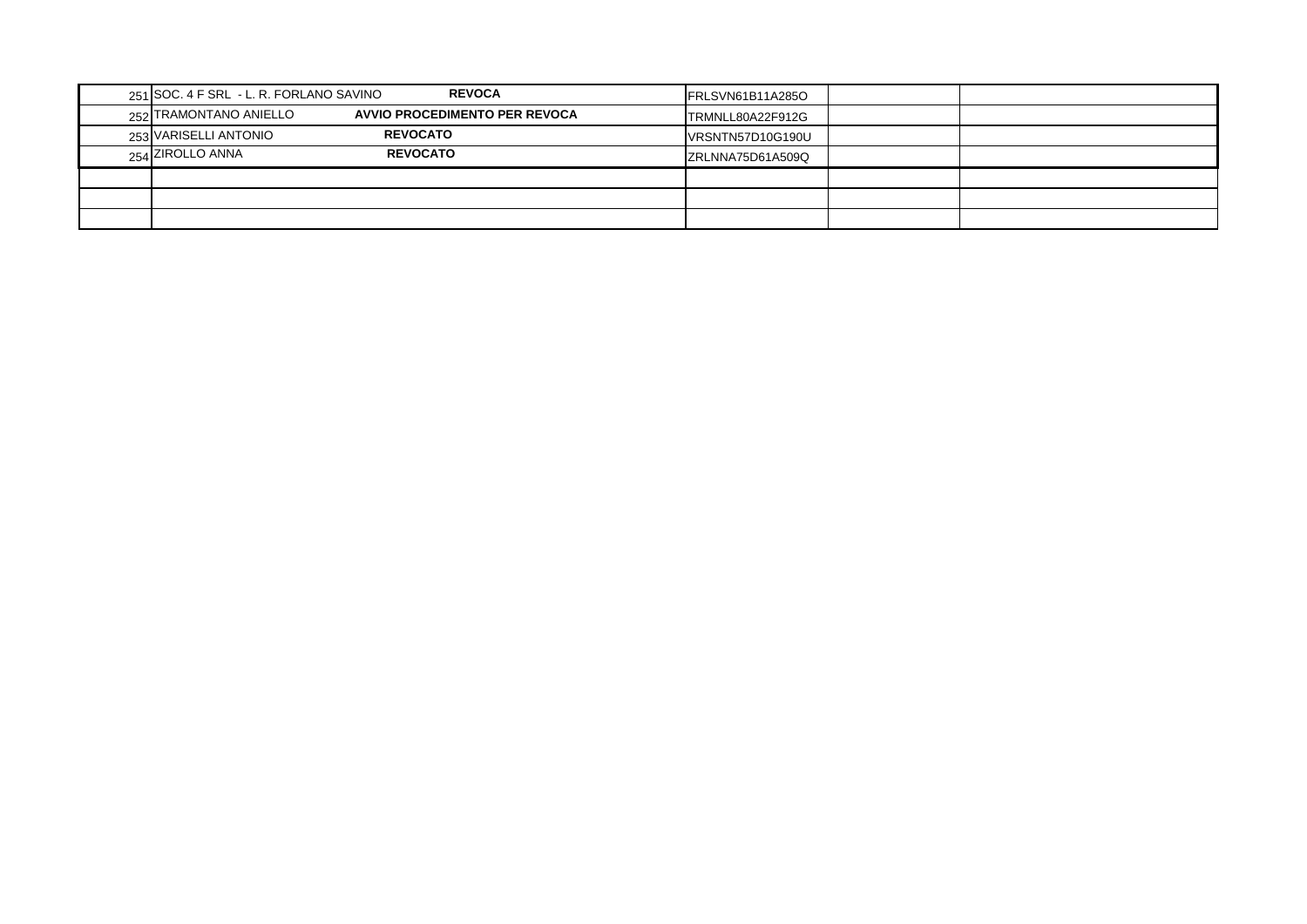| | | | | |
|---|---|---|---|---|
| 251 | SOC. 4 F SRL - L. R. FORLANO SAVINO **REVOCA** | FRLSVN61B11A285O | | |
| 252 | TRAMONTANO ANIELLO **AVVIO PROCEDIMENTO PER REVOCA** | TRMNLL80A22F912G | | |
| 253 | VARISELLI ANTONIO **REVOCATO** | VRSNTN57D10G190U | | |
| 254 | ZIROLLO ANNA **REVOCATO** | ZRLNNA75D61A509Q | | |
| | | | | |
| | | | | |
| | | | | |